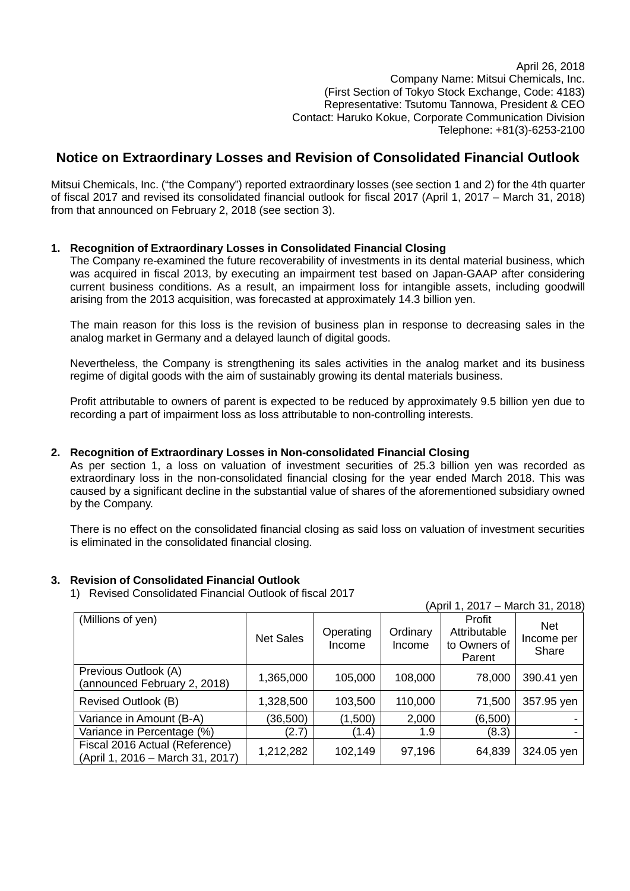April 26, 2018
Company Name: Mitsui Chemicals, Inc.
(First Section of Tokyo Stock Exchange, Code: 4183)
Representative: Tsutomu Tannowa, President & CEO
Contact: Haruko Kokue, Corporate Communication Division
Telephone: +81(3)-6253-2100

# Notice on Extraordinary Losses and Revision of Consolidated Financial Outlook

Mitsui Chemicals, Inc. ("the Company") reported extraordinary losses (see section 1 and 2) for the 4th quarter of fiscal 2017 and revised its consolidated financial outlook for fiscal 2017 (April 1, 2017 – March 31, 2018) from that announced on February 2, 2018 (see section 3).

## 1. Recognition of Extraordinary Losses in Consolidated Financial Closing

The Company re-examined the future recoverability of investments in its dental material business, which was acquired in fiscal 2013, by executing an impairment test based on Japan-GAAP after considering current business conditions. As a result, an impairment loss for intangible assets, including goodwill arising from the 2013 acquisition, was forecasted at approximately 14.3 billion yen.

The main reason for this loss is the revision of business plan in response to decreasing sales in the analog market in Germany and a delayed launch of digital goods.

Nevertheless, the Company is strengthening its sales activities in the analog market and its business regime of digital goods with the aim of sustainably growing its dental materials business.

Profit attributable to owners of parent is expected to be reduced by approximately 9.5 billion yen due to recording a part of impairment loss as loss attributable to non-controlling interests.

## 2. Recognition of Extraordinary Losses in Non-consolidated Financial Closing

As per section 1, a loss on valuation of investment securities of 25.3 billion yen was recorded as extraordinary loss in the non-consolidated financial closing for the year ended March 2018. This was caused by a significant decline in the substantial value of shares of the aforementioned subsidiary owned by the Company.

There is no effect on the consolidated financial closing as said loss on valuation of investment securities is eliminated in the consolidated financial closing.

## 3. Revision of Consolidated Financial Outlook

1) Revised Consolidated Financial Outlook of fiscal 2017

(April 1, 2017 – March 31, 2018)

| (Millions of yen) | Net Sales | Operating Income | Ordinary Income | Profit Attributable to Owners of Parent | Net Income per Share |
|---|---|---|---|---|---|
| Previous Outlook (A) (announced February 2, 2018) | 1,365,000 | 105,000 | 108,000 | 78,000 | 390.41 yen |
| Revised Outlook (B) | 1,328,500 | 103,500 | 110,000 | 71,500 | 357.95 yen |
| Variance in Amount (B-A) | (36,500) | (1,500) | 2,000 | (6,500) | - |
| Variance in Percentage (%) | (2.7) | (1.4) | 1.9 | (8.3) | - |
| Fiscal 2016 Actual (Reference) (April 1, 2016 – March 31, 2017) | 1,212,282 | 102,149 | 97,196 | 64,839 | 324.05 yen |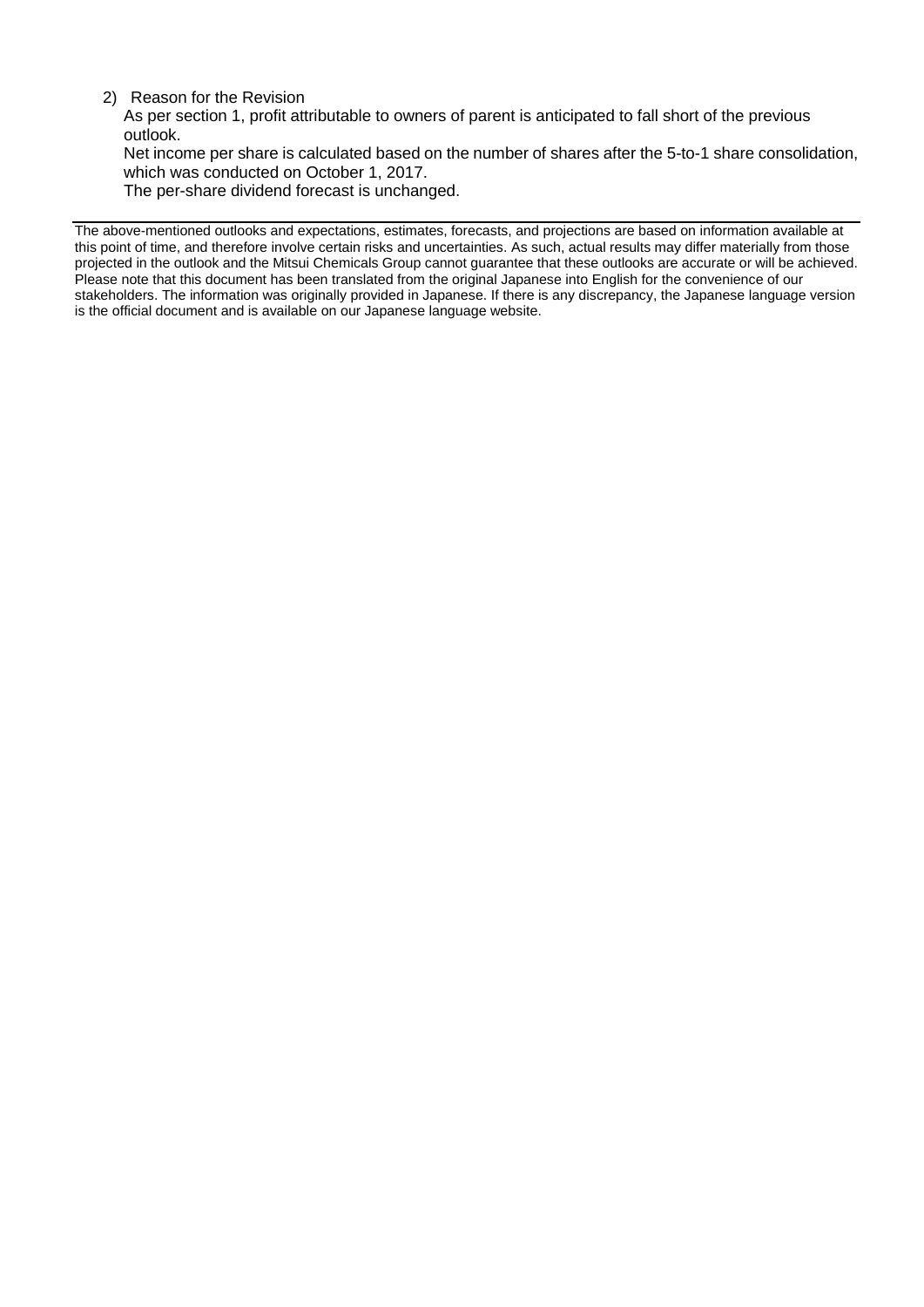2) Reason for the Revision

As per section 1, profit attributable to owners of parent is anticipated to fall short of the previous outlook.

Net income per share is calculated based on the number of shares after the 5-to-1 share consolidation, which was conducted on October 1, 2017.

The per-share dividend forecast is unchanged.

---

The above-mentioned outlooks and expectations, estimates, forecasts, and projections are based on information available at this point of time, and therefore involve certain risks and uncertainties. As such, actual results may differ materially from those projected in the outlook and the Mitsui Chemicals Group cannot guarantee that these outlooks are accurate or will be achieved. Please note that this document has been translated from the original Japanese into English for the convenience of our stakeholders. The information was originally provided in Japanese. If there is any discrepancy, the Japanese language version is the official document and is available on our Japanese language website.